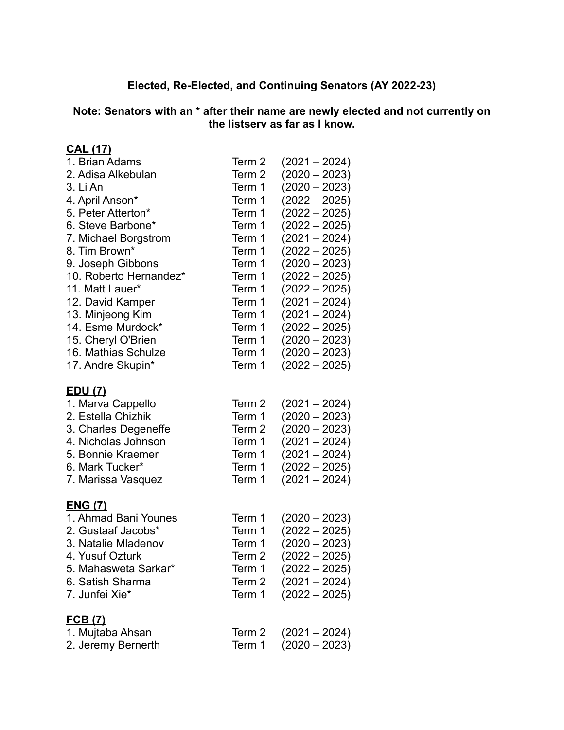**Elected, Re-Elected, and Continuing Senators (AY 2022-23)**

**Note: Senators with an * after their name are newly elected and not currently on the listserv as far as I know.**

**<u>CAL (17)</u>**

1. Brian Adams Term 2 (2021 – 2024)
2. Adisa Alkebulan Term 2 (2020 – 2023)
3. Li An Term 1 (2020 – 2023)
4. April Anson* Term 1 (2022 – 2025)
5. Peter Atterton* Term 1 (2022 – 2025)
6. Steve Barbone* Term 1 (2022 – 2025)
7. Michael Borgstrom Term 1 (2021 – 2024)
8. Tim Brown* Term 1 (2022 – 2025)
9. Joseph Gibbons Term 1 (2020 – 2023)
10. Roberto Hernandez* Term 1 (2022 – 2025)
11. Matt Lauer* Term 1 (2022 – 2025)
12. David Kamper Term 1 (2021 – 2024)
13. Minjeong Kim Term 1 (2021 – 2024)
14. Esme Murdock* Term 1 (2022 – 2025)
15. Cheryl O'Brien Term 1 (2020 – 2023)
16. Mathias Schulze Term 1 (2020 – 2023)
17. Andre Skupin* Term 1 (2022 – 2025)

**<u>EDU (7)</u>**

1. Marva Cappello Term 2 (2021 – 2024)
2. Estella Chizhik Term 1 (2020 – 2023)
3. Charles Degeneffe Term 2 (2020 – 2023)
4. Nicholas Johnson Term 1 (2021 – 2024)
5. Bonnie Kraemer Term 1 (2021 – 2024)
6. Mark Tucker* Term 1 (2022 – 2025)
7. Marissa Vasquez Term 1 (2021 – 2024)

**<u>ENG (7)</u>**

1. Ahmad Bani Younes Term 1 (2020 – 2023)
2. Gustaaf Jacobs* Term 1 (2022 – 2025)
3. Natalie Mladenov Term 1 (2020 – 2023)
4. Yusuf Ozturk Term 2 (2022 – 2025)
5. Mahasweta Sarkar* Term 1 (2022 – 2025)
6. Satish Sharma Term 2 (2021 – 2024)
7. Junfei Xie* Term 1 (2022 – 2025)

**<u>FCB (7)</u>**

1. Mujtaba Ahsan Term 2 (2021 – 2024)
2. Jeremy Bernerth Term 1 (2020 – 2023)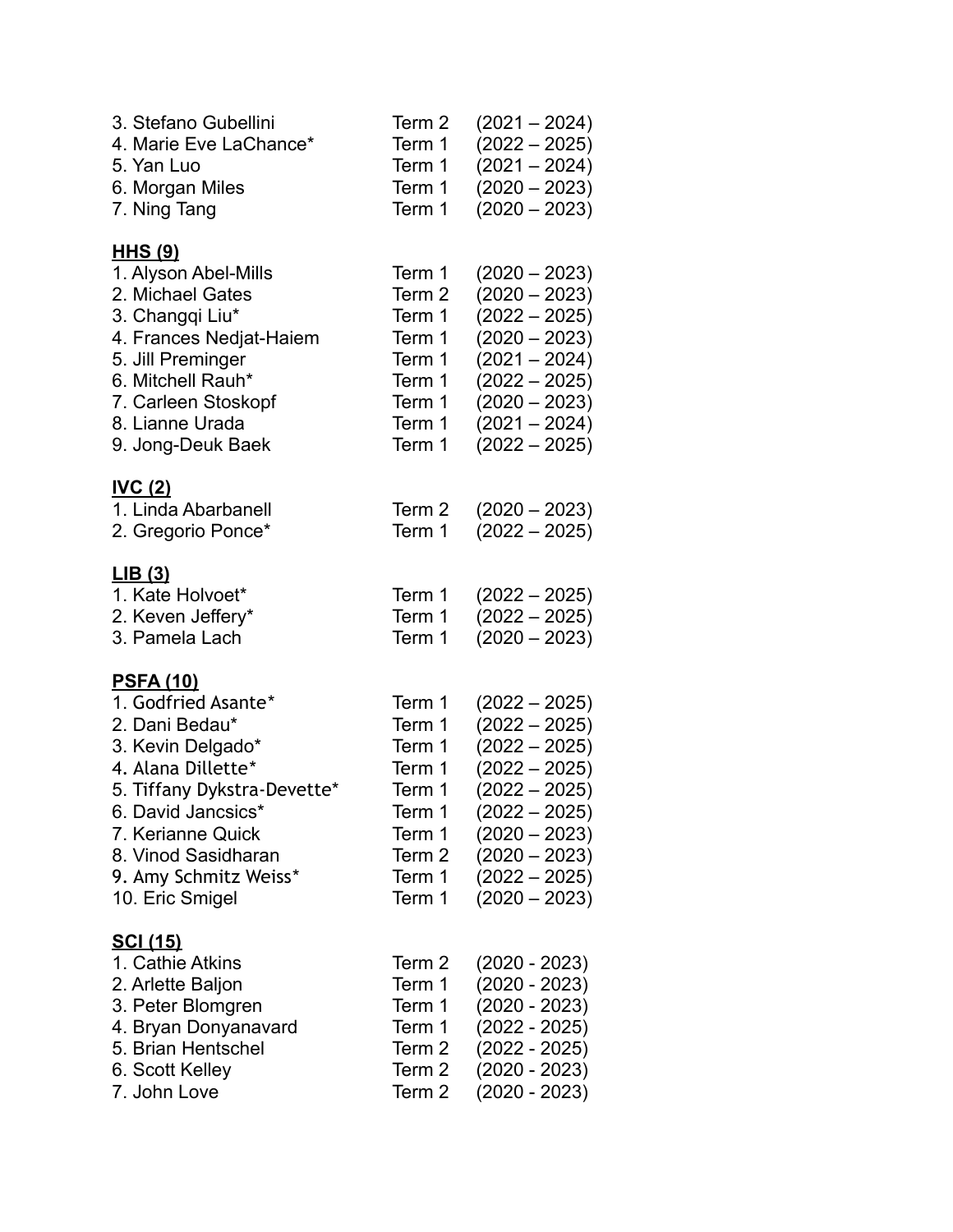3. Stefano Gubellini Term 2 (2021 – 2024)
4. Marie Eve LaChance* Term 1 (2022 – 2025)
5. Yan Luo Term 1 (2021 – 2024)
6. Morgan Miles Term 1 (2020 – 2023)
7. Ning Tang Term 1 (2020 – 2023)

**HHS (9)**

1. Alyson Abel-Mills Term 1 (2020 – 2023)
2. Michael Gates Term 2 (2020 – 2023)
3. Changqi Liu* Term 1 (2022 – 2025)
4. Frances Nedjat-Haiem Term 1 (2020 – 2023)
5. Jill Preminger Term 1 (2021 – 2024)
6. Mitchell Rauh* Term 1 (2022 – 2025)
7. Carleen Stoskopf Term 1 (2020 – 2023)
8. Lianne Urada Term 1 (2021 – 2024)
9. Jong-Deuk Baek Term 1 (2022 – 2025)

**IVC (2)**

1. Linda Abarbanell Term 2 (2020 – 2023)
2. Gregorio Ponce* Term 1 (2022 – 2025)

**LIB (3)**

1. Kate Holvoet* Term 1 (2022 – 2025)
2. Keven Jeffery* Term 1 (2022 – 2025)
3. Pamela Lach Term 1 (2020 – 2023)

**PSFA (10)**

1. Godfried Asante* Term 1 (2022 – 2025)
2. Dani Bedau* Term 1 (2022 – 2025)
3. Kevin Delgado* Term 1 (2022 – 2025)
4. Alana Dillette* Term 1 (2022 – 2025)
5. Tiffany Dykstra-Devette* Term 1 (2022 – 2025)
6. David Jancsics* Term 1 (2022 – 2025)
7. Kerianne Quick Term 1 (2020 – 2023)
8. Vinod Sasidharan Term 2 (2020 – 2023)
9. Amy Schmitz Weiss* Term 1 (2022 – 2025)
10. Eric Smigel Term 1 (2020 – 2023)

**SCI (15)**

1. Cathie Atkins Term 2 (2020 - 2023)
2. Arlette Baljon Term 1 (2020 - 2023)
3. Peter Blomgren Term 1 (2020 - 2023)
4. Bryan Donyanavard Term 1 (2022 - 2025)
5. Brian Hentschel Term 2 (2022 - 2025)
6. Scott Kelley Term 2 (2020 - 2023)
7. John Love Term 2 (2020 - 2023)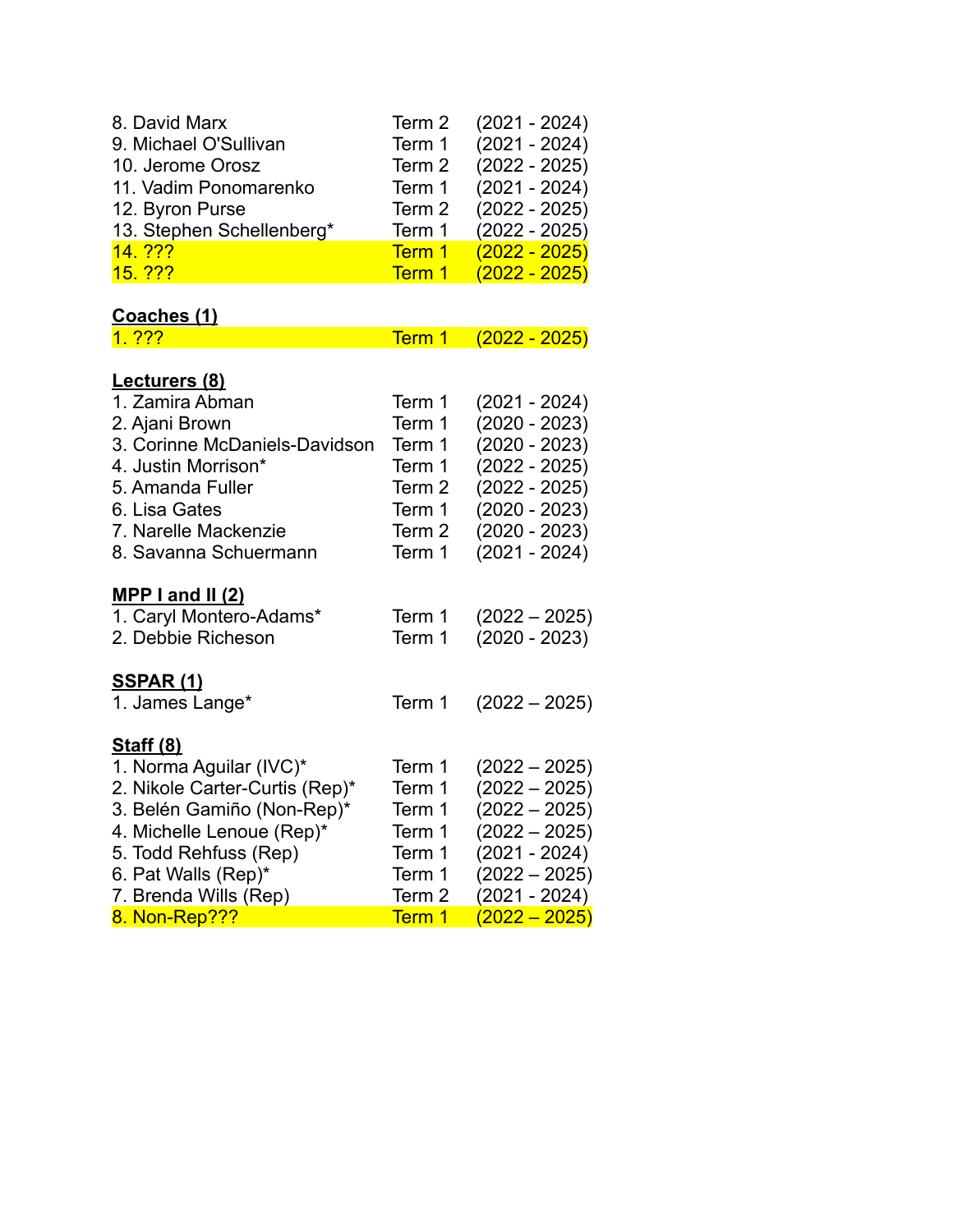8. David Marx Term 2 (2021 - 2024)
9. Michael O'Sullivan Term 1 (2021 - 2024)
10. Jerome Orosz Term 2 (2022 - 2025)
11. Vadim Ponomarenko Term 1 (2021 - 2024)
12. Byron Purse Term 2 (2022 - 2025)
13. Stephen Schellenberg* Term 1 (2022 - 2025)
14. ??? Term 1 (2022 - 2025)
15. ??? Term 1 (2022 - 2025)

**Coaches (1)**

1. ??? Term 1 (2022 - 2025)

**Lecturers (8)**

1. Zamira Abman Term 1 (2021 - 2024)
2. Ajani Brown Term 1 (2020 - 2023)
3. Corinne McDaniels-Davidson Term 1 (2020 - 2023)
4. Justin Morrison* Term 1 (2022 - 2025)
5. Amanda Fuller Term 2 (2022 - 2025)
6. Lisa Gates Term 1 (2020 - 2023)
7. Narelle Mackenzie Term 2 (2020 - 2023)
8. Savanna Schuermann Term 1 (2021 - 2024)

**MPP I and II (2)**

1. Caryl Montero-Adams* Term 1 (2022 – 2025)
2. Debbie Richeson Term 1 (2020 - 2023)

**SSPAR (1)**

1. James Lange* Term 1 (2022 – 2025)

**Staff (8)**

1. Norma Aguilar (IVC)* Term 1 (2022 – 2025)
2. Nikole Carter-Curtis (Rep)* Term 1 (2022 – 2025)
3. Belén Gamiño (Non-Rep)* Term 1 (2022 – 2025)
4. Michelle Lenoue (Rep)* Term 1 (2022 – 2025)
5. Todd Rehfuss (Rep) Term 1 (2021 - 2024)
6. Pat Walls (Rep)* Term 1 (2022 – 2025)
7. Brenda Wills (Rep) Term 2 (2021 - 2024)
8. Non-Rep??? Term 1 (2022 – 2025)